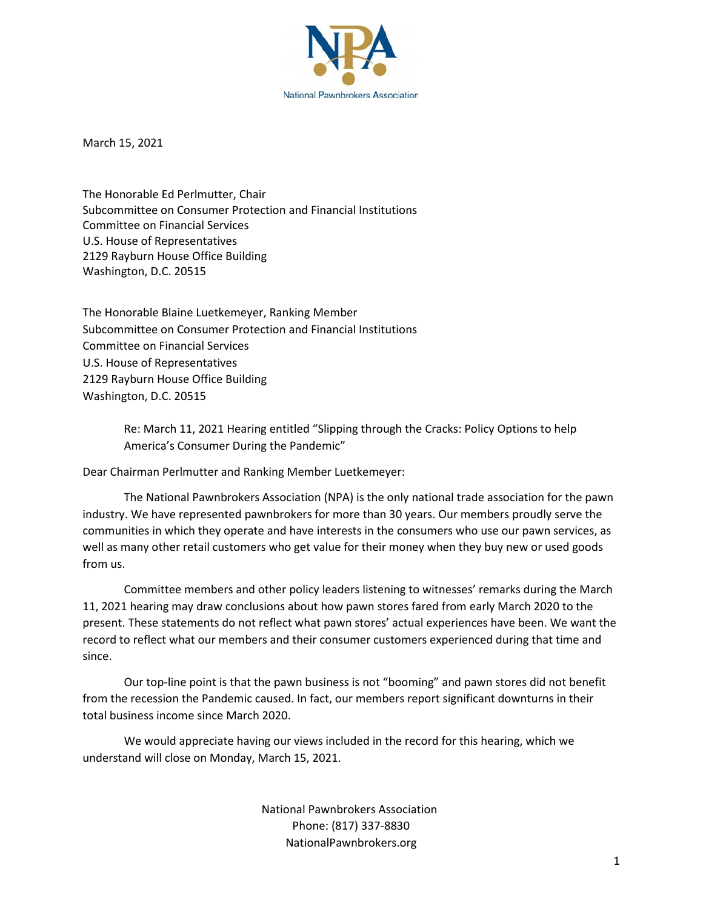National Pawnbrokers Association

March 15, 2021

The Honorable Ed Perlmutter, Chair
Subcommittee on Consumer Protection and Financial Institutions
Committee on Financial Services
U.S. House of Representatives
2129 Rayburn House Office Building
Washington, D.C. 20515

The Honorable Blaine Luetkemeyer, Ranking Member
Subcommittee on Consumer Protection and Financial Institutions
Committee on Financial Services
U.S. House of Representatives
2129 Rayburn House Office Building
Washington, D.C. 20515

Re: March 11, 2021 Hearing entitled "Slipping through the Cracks: Policy Options to help America's Consumer During the Pandemic"

Dear Chairman Perlmutter and Ranking Member Luetkemeyer:

The National Pawnbrokers Association (NPA) is the only national trade association for the pawn industry. We have represented pawnbrokers for more than 30 years. Our members proudly serve the communities in which they operate and have interests in the consumers who use our pawn services, as well as many other retail customers who get value for their money when they buy new or used goods from us.

Committee members and other policy leaders listening to witnesses' remarks during the March 11, 2021 hearing may draw conclusions about how pawn stores fared from early March 2020 to the present. These statements do not reflect what pawn stores' actual experiences have been. We want the record to reflect what our members and their consumer customers experienced during that time and since.

Our top-line point is that the pawn business is not "booming" and pawn stores did not benefit from the recession the Pandemic caused. In fact, our members report significant downturns in their total business income since March 2020.

We would appreciate having our views included in the record for this hearing, which we understand will close on Monday, March 15, 2021.

National Pawnbrokers Association
Phone: (817) 337-8830
NationalPawnbrokers.org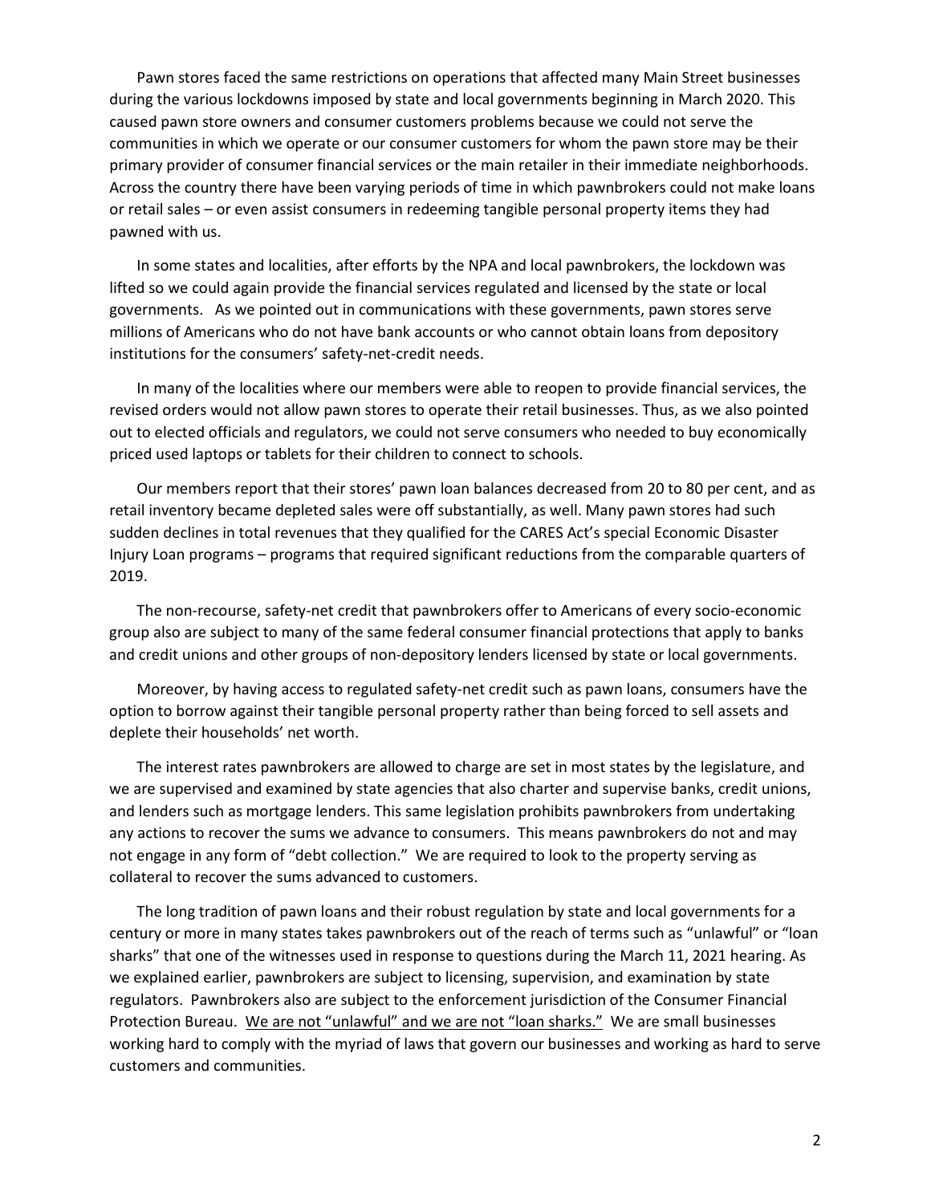Pawn stores faced the same restrictions on operations that affected many Main Street businesses during the various lockdowns imposed by state and local governments beginning in March 2020. This caused pawn store owners and consumer customers problems because we could not serve the communities in which we operate or our consumer customers for whom the pawn store may be their primary provider of consumer financial services or the main retailer in their immediate neighborhoods. Across the country there have been varying periods of time in which pawnbrokers could not make loans or retail sales – or even assist consumers in redeeming tangible personal property items they had pawned with us.

In some states and localities, after efforts by the NPA and local pawnbrokers, the lockdown was lifted so we could again provide the financial services regulated and licensed by the state or local governments. As we pointed out in communications with these governments, pawn stores serve millions of Americans who do not have bank accounts or who cannot obtain loans from depository institutions for the consumers' safety-net-credit needs.

In many of the localities where our members were able to reopen to provide financial services, the revised orders would not allow pawn stores to operate their retail businesses. Thus, as we also pointed out to elected officials and regulators, we could not serve consumers who needed to buy economically priced used laptops or tablets for their children to connect to schools.

Our members report that their stores' pawn loan balances decreased from 20 to 80 per cent, and as retail inventory became depleted sales were off substantially, as well. Many pawn stores had such sudden declines in total revenues that they qualified for the CARES Act's special Economic Disaster Injury Loan programs – programs that required significant reductions from the comparable quarters of 2019.

The non-recourse, safety-net credit that pawnbrokers offer to Americans of every socio-economic group also are subject to many of the same federal consumer financial protections that apply to banks and credit unions and other groups of non-depository lenders licensed by state or local governments.

Moreover, by having access to regulated safety-net credit such as pawn loans, consumers have the option to borrow against their tangible personal property rather than being forced to sell assets and deplete their households' net worth.

The interest rates pawnbrokers are allowed to charge are set in most states by the legislature, and we are supervised and examined by state agencies that also charter and supervise banks, credit unions, and lenders such as mortgage lenders. This same legislation prohibits pawnbrokers from undertaking any actions to recover the sums we advance to consumers. This means pawnbrokers do not and may not engage in any form of "debt collection." We are required to look to the property serving as collateral to recover the sums advanced to customers.

The long tradition of pawn loans and their robust regulation by state and local governments for a century or more in many states takes pawnbrokers out of the reach of terms such as "unlawful" or "loan sharks" that one of the witnesses used in response to questions during the March 11, 2021 hearing. As we explained earlier, pawnbrokers are subject to licensing, supervision, and examination by state regulators. Pawnbrokers also are subject to the enforcement jurisdiction of the Consumer Financial Protection Bureau. <u>We are not "unlawful" and we are not "loan sharks."</u> We are small businesses working hard to comply with the myriad of laws that govern our businesses and working as hard to serve customers and communities.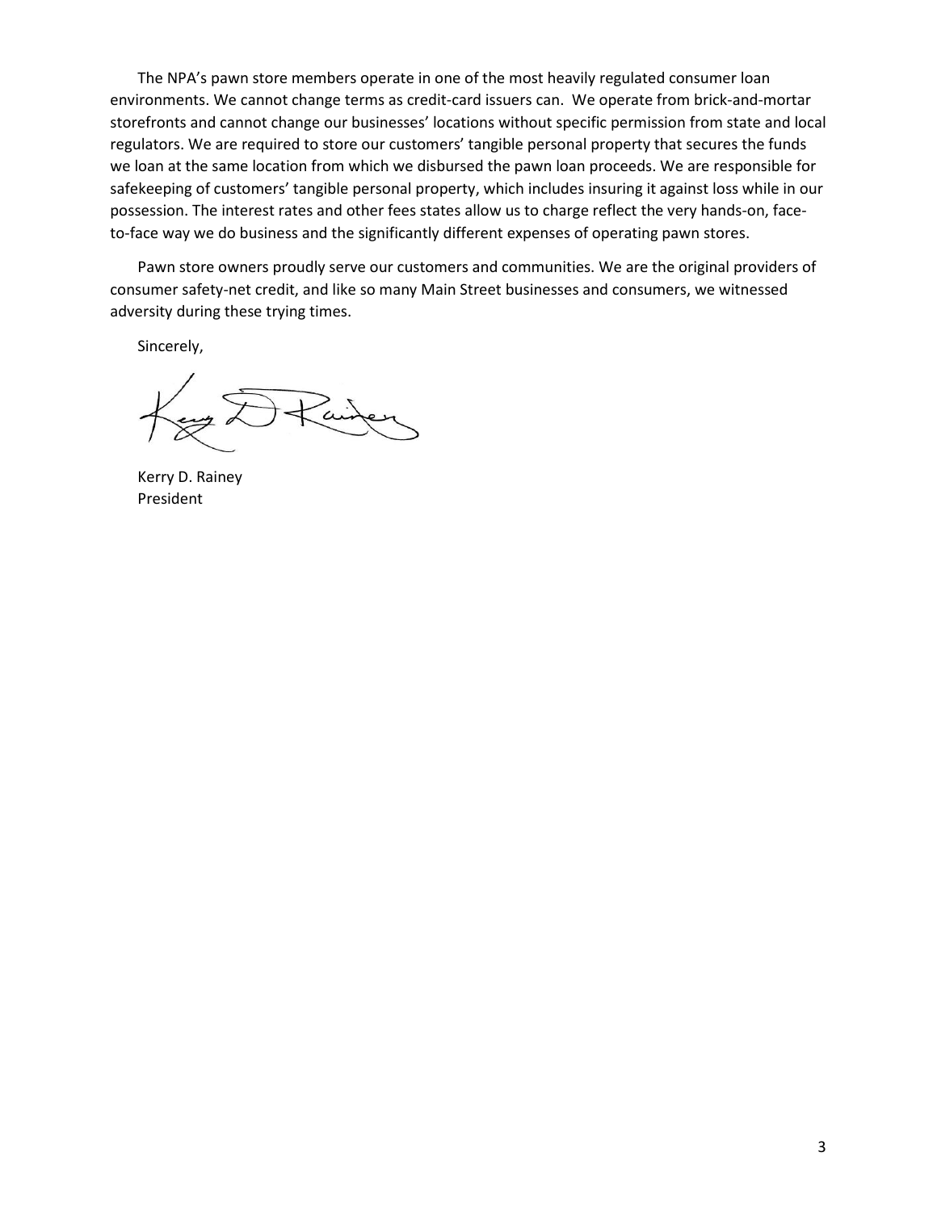The NPA's pawn store members operate in one of the most heavily regulated consumer loan environments. We cannot change terms as credit-card issuers can. We operate from brick-and-mortar storefronts and cannot change our businesses' locations without specific permission from state and local regulators. We are required to store our customers' tangible personal property that secures the funds we loan at the same location from which we disbursed the pawn loan proceeds. We are responsible for safekeeping of customers' tangible personal property, which includes insuring it against loss while in our possession. The interest rates and other fees states allow us to charge reflect the very hands-on, face-to-face way we do business and the significantly different expenses of operating pawn stores.

Pawn store owners proudly serve our customers and communities. We are the original providers of consumer safety-net credit, and like so many Main Street businesses and consumers, we witnessed adversity during these trying times.

Sincerely,

Kerry D. Rainey
President